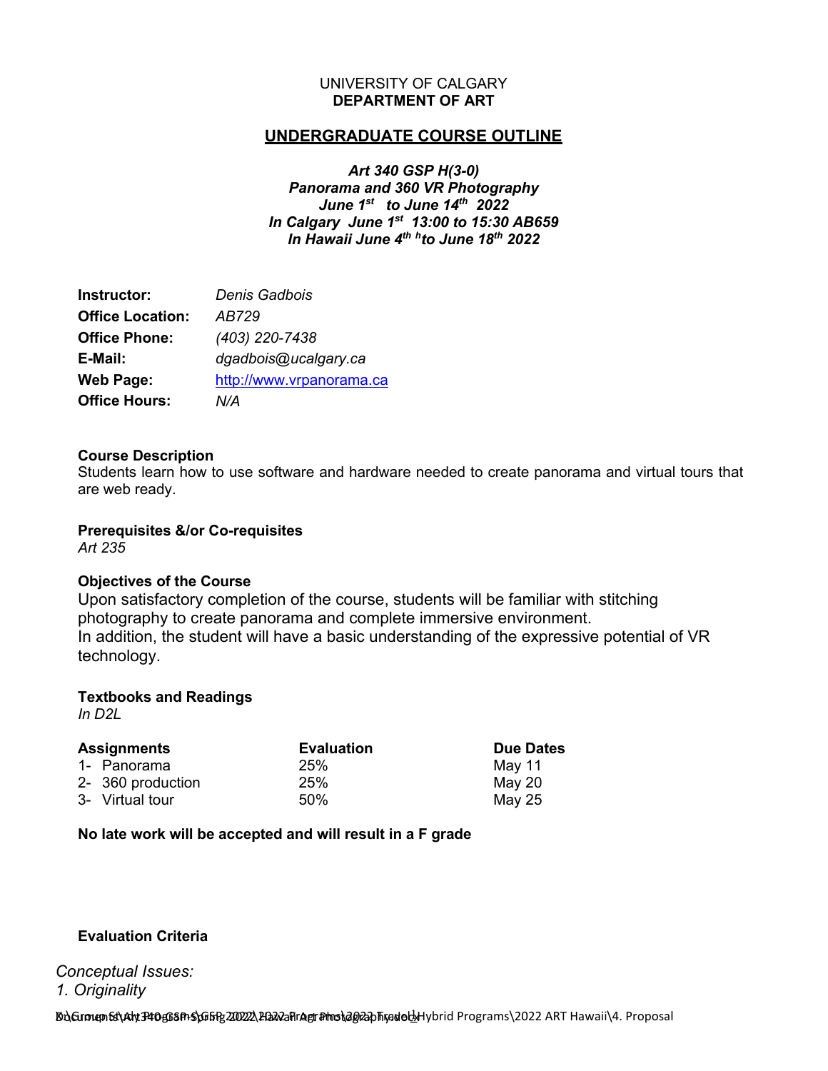UNIVERSITY OF CALGARY
**DEPARTMENT OF ART**

## UNDERGRADUATE COURSE OUTLINE

***Art 340 GSP H(3-0)***
***Panorama and 360 VR Photography***
***June 1st to June 14th 2022***
***In Calgary June 1st 13:00 to 15:30 AB659***
***In Hawaii June 4th h to June 18th 2022***

| | |
|---|---|
| **Instructor:** | *Denis Gadbois* |
| **Office Location:** | *AB729* |
| **Office Phone:** | *(403) 220-7438* |
| **E-Mail:** | *dgadbois@ucalgary.ca* |
| **Web Page:** | http://www.vrpanorama.ca |
| **Office Hours:** | *N/A* |

**Course Description**
Students learn how to use software and hardware needed to create panorama and virtual tours that are web ready.

**Prerequisites &/or Co-requisites**
*Art 235*

**Objectives of the Course**
Upon satisfactory completion of the course, students will be familiar with stitching photography to create panorama and complete immersive environment.
In addition, the student will have a basic understanding of the expressive potential of VR technology.

**Textbooks and Readings**
*In D2L*

| Assignments | Evaluation | Due Dates |
|---|---|---|
| 1- Panorama | 25% | May 11 |
| 2- 360 production | 25% | May 20 |
| 3- Virtual tour | 50% | May 25 |

**No late work will be accepted and will result in a F grade**

**Evaluation Criteria**

*Conceptual Issues:*
*1. Originality*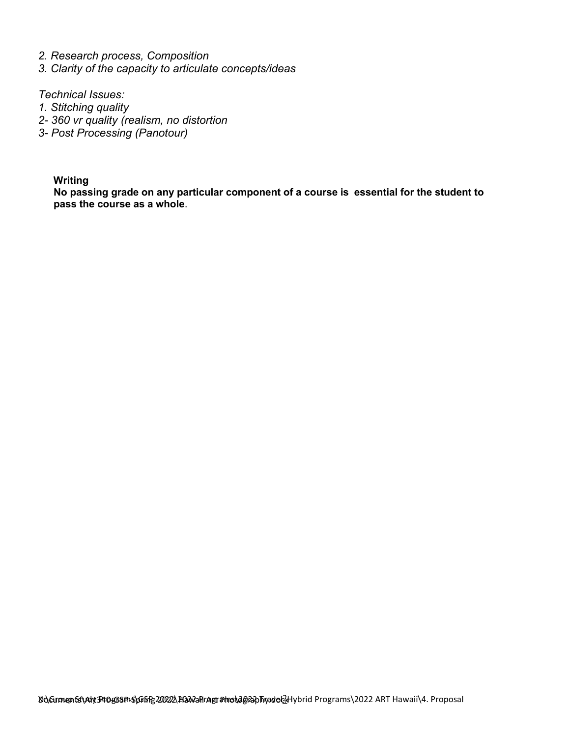*2. Research process, Composition*
*3. Clarity of the capacity to articulate concepts/ideas*

*Technical Issues:*
*1. Stitching quality*
*2- 360 vr quality (realism, no distortion*
*3- Post Processing (Panotour)*

**Writing**
**No passing grade on any particular component of a course is essential for the student to pass the course as a whole**.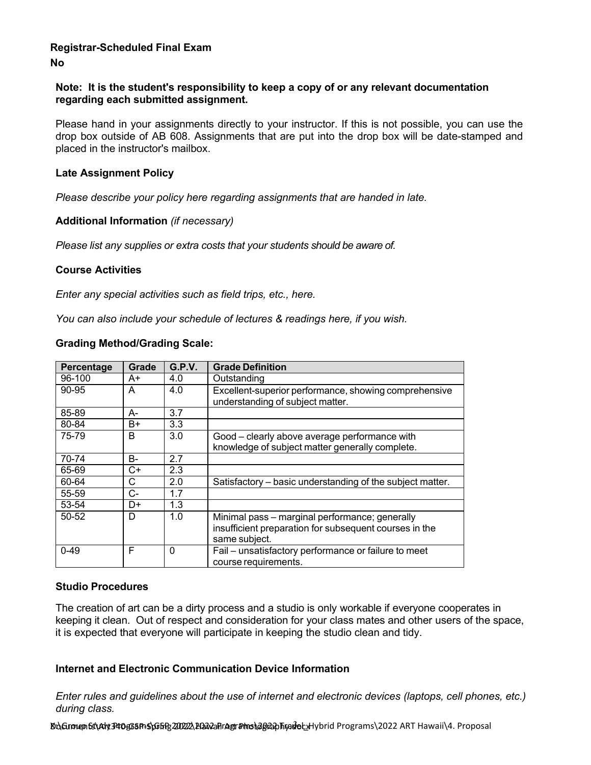**Registrar-Scheduled Final Exam**

**No**

**Note: It is the student's responsibility to keep a copy of or any relevant documentation regarding each submitted assignment.**

Please hand in your assignments directly to your instructor. If this is not possible, you can use the drop box outside of AB 608. Assignments that are put into the drop box will be date-stamped and placed in the instructor's mailbox.

### Late Assignment Policy

*Please describe your policy here regarding assignments that are handed in late.*

### Additional Information *(if necessary)*

*Please list any supplies or extra costs that your students should be aware of.*

### Course Activities

*Enter any special activities such as field trips, etc., here.*

*You can also include your schedule of lectures & readings here, if you wish.*

### Grading Method/Grading Scale:

| Percentage | Grade | G.P.V. | Grade Definition |
|---|---|---|---|
| 96-100 | A+ | 4.0 | Outstanding |
| 90-95 | A | 4.0 | Excellent-superior performance, showing comprehensive understanding of subject matter. |
| 85-89 | A- | 3.7 | |
| 80-84 | B+ | 3.3 | |
| 75-79 | B | 3.0 | Good – clearly above average performance with knowledge of subject matter generally complete. |
| 70-74 | B- | 2.7 | |
| 65-69 | C+ | 2.3 | |
| 60-64 | C | 2.0 | Satisfactory – basic understanding of the subject matter. |
| 55-59 | C- | 1.7 | |
| 53-54 | D+ | 1.3 | |
| 50-52 | D | 1.0 | Minimal pass – marginal performance; generally insufficient preparation for subsequent courses in the same subject. |
| 0-49 | F | 0 | Fail – unsatisfactory performance or failure to meet course requirements. |

### Studio Procedures

The creation of art can be a dirty process and a studio is only workable if everyone cooperates in keeping it clean. Out of respect and consideration for your class mates and other users of the space, it is expected that everyone will participate in keeping the studio clean and tidy.

### Internet and Electronic Communication Device Information

*Enter rules and guidelines about the use of internet and electronic devices (laptops, cell phones, etc.) during class.*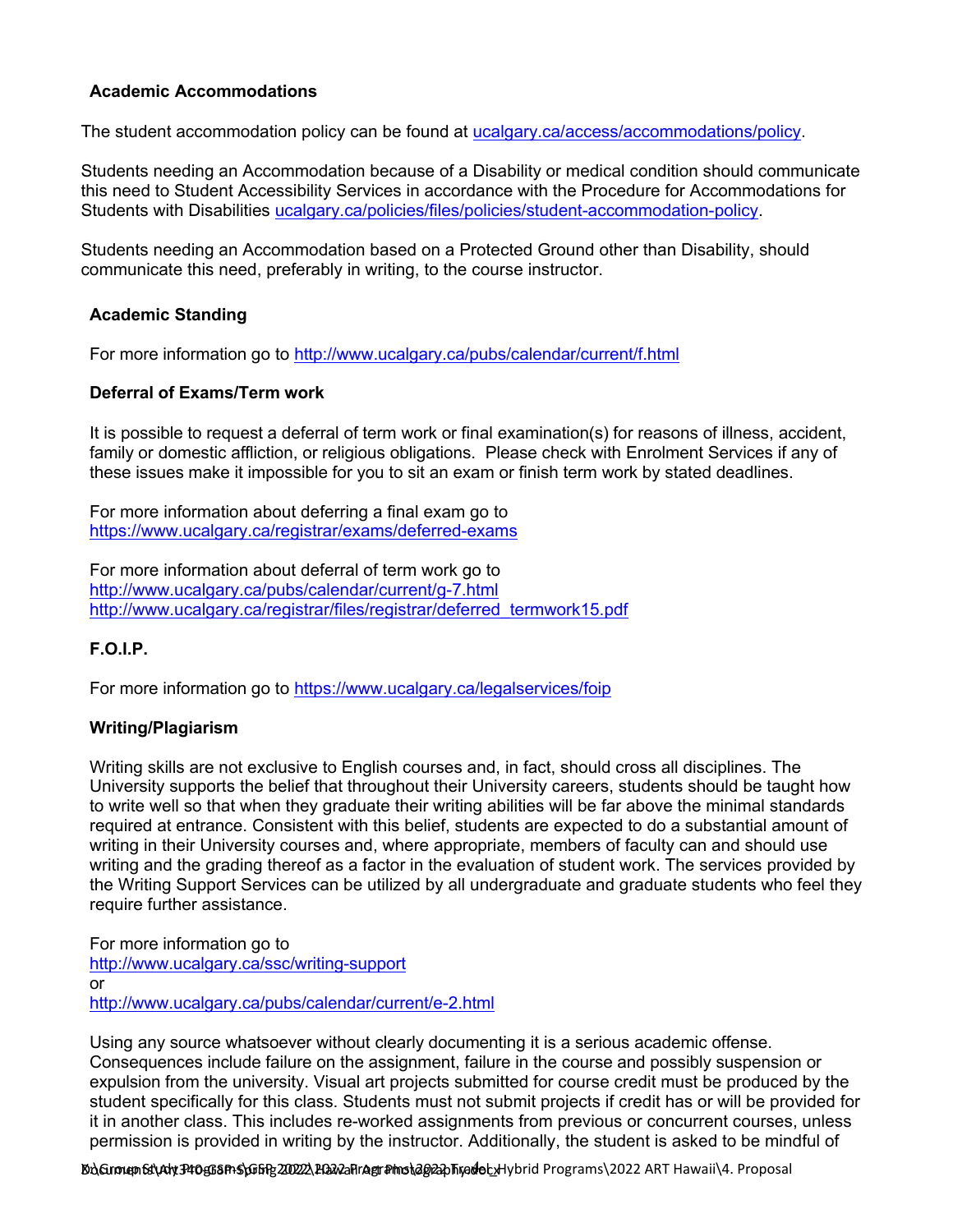### Academic Accommodations

The student accommodation policy can be found at [ucalgary.ca/access/accommodations/policy](ucalgary.ca/access/accommodations/policy).

Students needing an Accommodation because of a Disability or medical condition should communicate this need to Student Accessibility Services in accordance with the Procedure for Accommodations for Students with Disabilities [ucalgary.ca/policies/files/policies/student-accommodation-policy](ucalgary.ca/policies/files/policies/student-accommodation-policy).

Students needing an Accommodation based on a Protected Ground other than Disability, should communicate this need, preferably in writing, to the course instructor.

### Academic Standing

For more information go to [http://www.ucalgary.ca/pubs/calendar/current/f.html](http://www.ucalgary.ca/pubs/calendar/current/f.html)

### Deferral of Exams/Term work

It is possible to request a deferral of term work or final examination(s) for reasons of illness, accident, family or domestic affliction, or religious obligations. Please check with Enrolment Services if any of these issues make it impossible for you to sit an exam or finish term work by stated deadlines.

For more information about deferring a final exam go to
[https://www.ucalgary.ca/registrar/exams/deferred-exams](https://www.ucalgary.ca/registrar/exams/deferred-exams)

For more information about deferral of term work go to
[http://www.ucalgary.ca/pubs/calendar/current/g-7.html](http://www.ucalgary.ca/pubs/calendar/current/g-7.html)
[http://www.ucalgary.ca/registrar/files/registrar/deferred_termwork15.pdf](http://www.ucalgary.ca/registrar/files/registrar/deferred_termwork15.pdf)

### F.O.I.P.

For more information go to [https://www.ucalgary.ca/legalservices/foip](https://www.ucalgary.ca/legalservices/foip)

### Writing/Plagiarism

Writing skills are not exclusive to English courses and, in fact, should cross all disciplines. The University supports the belief that throughout their University careers, students should be taught how to write well so that when they graduate their writing abilities will be far above the minimal standards required at entrance. Consistent with this belief, students are expected to do a substantial amount of writing in their University courses and, where appropriate, members of faculty can and should use writing and the grading thereof as a factor in the evaluation of student work. The services provided by the Writing Support Services can be utilized by all undergraduate and graduate students who feel they require further assistance.

For more information go to
[http://www.ucalgary.ca/ssc/writing-support](http://www.ucalgary.ca/ssc/writing-support)
or
[http://www.ucalgary.ca/pubs/calendar/current/e-2.html](http://www.ucalgary.ca/pubs/calendar/current/e-2.html)

Using any source whatsoever without clearly documenting it is a serious academic offense. Consequences include failure on the assignment, failure in the course and possibly suspension or expulsion from the university. Visual art projects submitted for course credit must be produced by the student specifically for this class. Students must not submit projects if credit has or will be provided for it in another class. This includes re-worked assignments from previous or concurrent courses, unless permission is provided in writing by the instructor. Additionally, the student is asked to be mindful of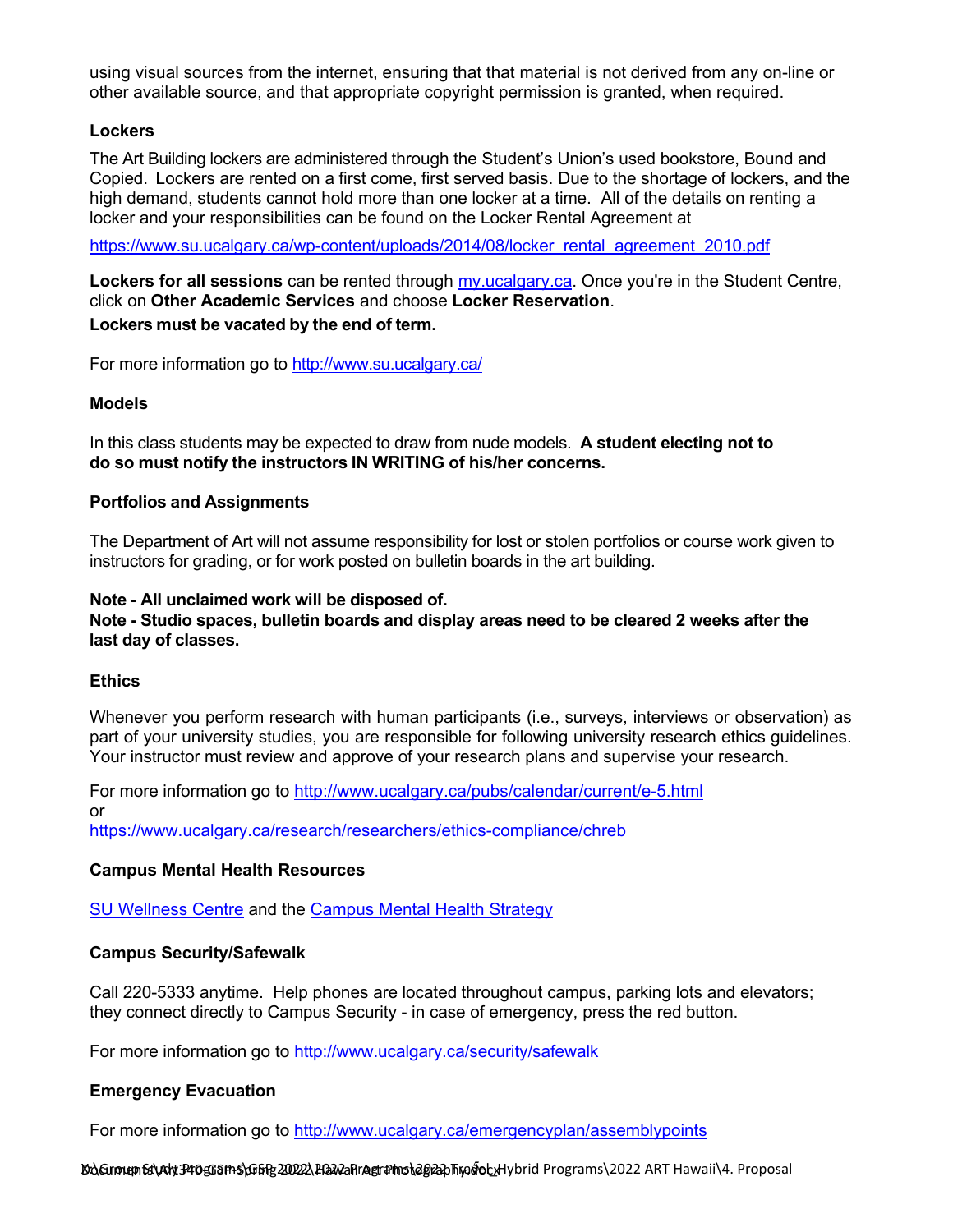using visual sources from the internet, ensuring that that material is not derived from any on-line or other available source, and that appropriate copyright permission is granted, when required.

**Lockers**

The Art Building lockers are administered through the Student's Union's used bookstore, Bound and Copied. Lockers are rented on a first come, first served basis. Due to the shortage of lockers, and the high demand, students cannot hold more than one locker at a time. All of the details on renting a locker and your responsibilities can be found on the Locker Rental Agreement at

https://www.su.ucalgary.ca/wp-content/uploads/2014/08/locker_rental_agreement_2010.pdf

**Lockers for all sessions** can be rented through my.ucalgary.ca. Once you're in the Student Centre, click on **Other Academic Services** and choose **Locker Reservation**.

**Lockers must be vacated by the end of term.**

For more information go to http://www.su.ucalgary.ca/

**Models**

In this class students may be expected to draw from nude models. **A student electing not to do so must notify the instructors IN WRITING of his/her concerns.**

**Portfolios and Assignments**

The Department of Art will not assume responsibility for lost or stolen portfolios or course work given to instructors for grading, or for work posted on bulletin boards in the art building.

**Note - All unclaimed work will be disposed of.**
**Note - Studio spaces, bulletin boards and display areas need to be cleared 2 weeks after the last day of classes.**

**Ethics**

Whenever you perform research with human participants (i.e., surveys, interviews or observation) as part of your university studies, you are responsible for following university research ethics guidelines. Your instructor must review and approve of your research plans and supervise your research.

For more information go to http://www.ucalgary.ca/pubs/calendar/current/e-5.html
or
https://www.ucalgary.ca/research/researchers/ethics-compliance/chreb

**Campus Mental Health Resources**

SU Wellness Centre and the Campus Mental Health Strategy

**Campus Security/Safewalk**

Call 220-5333 anytime. Help phones are located throughout campus, parking lots and elevators; they connect directly to Campus Security - in case of emergency, press the red button.

For more information go to http://www.ucalgary.ca/security/safewalk

**Emergency Evacuation**

For more information go to http://www.ucalgary.ca/emergencyplan/assemblypoints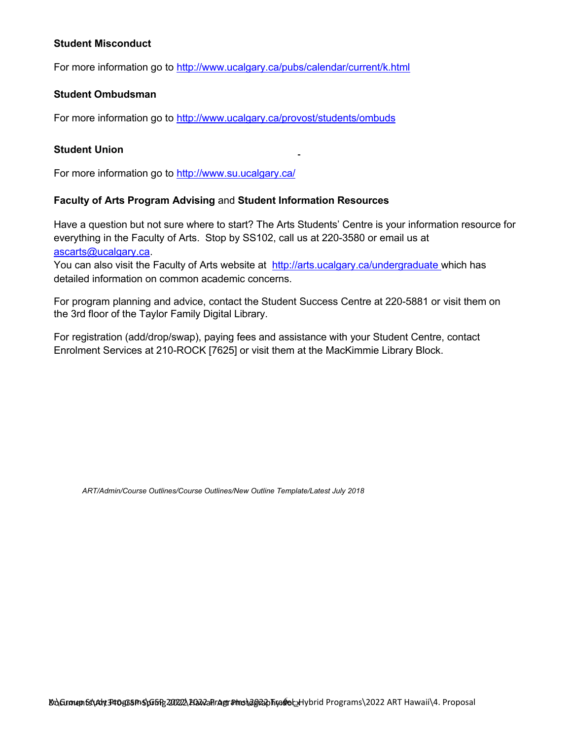**Student Misconduct**

For more information go to http://www.ucalgary.ca/pubs/calendar/current/k.html

**Student Ombudsman**

For more information go to http://www.ucalgary.ca/provost/students/ombuds

**Student Union**

For more information go to http://www.su.ucalgary.ca/

**Faculty of Arts Program Advising** and **Student Information Resources**

Have a question but not sure where to start? The Arts Students' Centre is your information resource for everything in the Faculty of Arts. Stop by SS102, call us at 220-3580 or email us at ascarts@ucalgary.ca.
You can also visit the Faculty of Arts website at http://arts.ucalgary.ca/undergraduate which has detailed information on common academic concerns.

For program planning and advice, contact the Student Success Centre at 220-5881 or visit them on the 3rd floor of the Taylor Family Digital Library.

For registration (add/drop/swap), paying fees and assistance with your Student Centre, contact Enrolment Services at 210-ROCK [7625] or visit them at the MacKimmie Library Block.

*ART/Admin/Course Outlines/Course Outlines/New Outline Template/Latest July 2018*